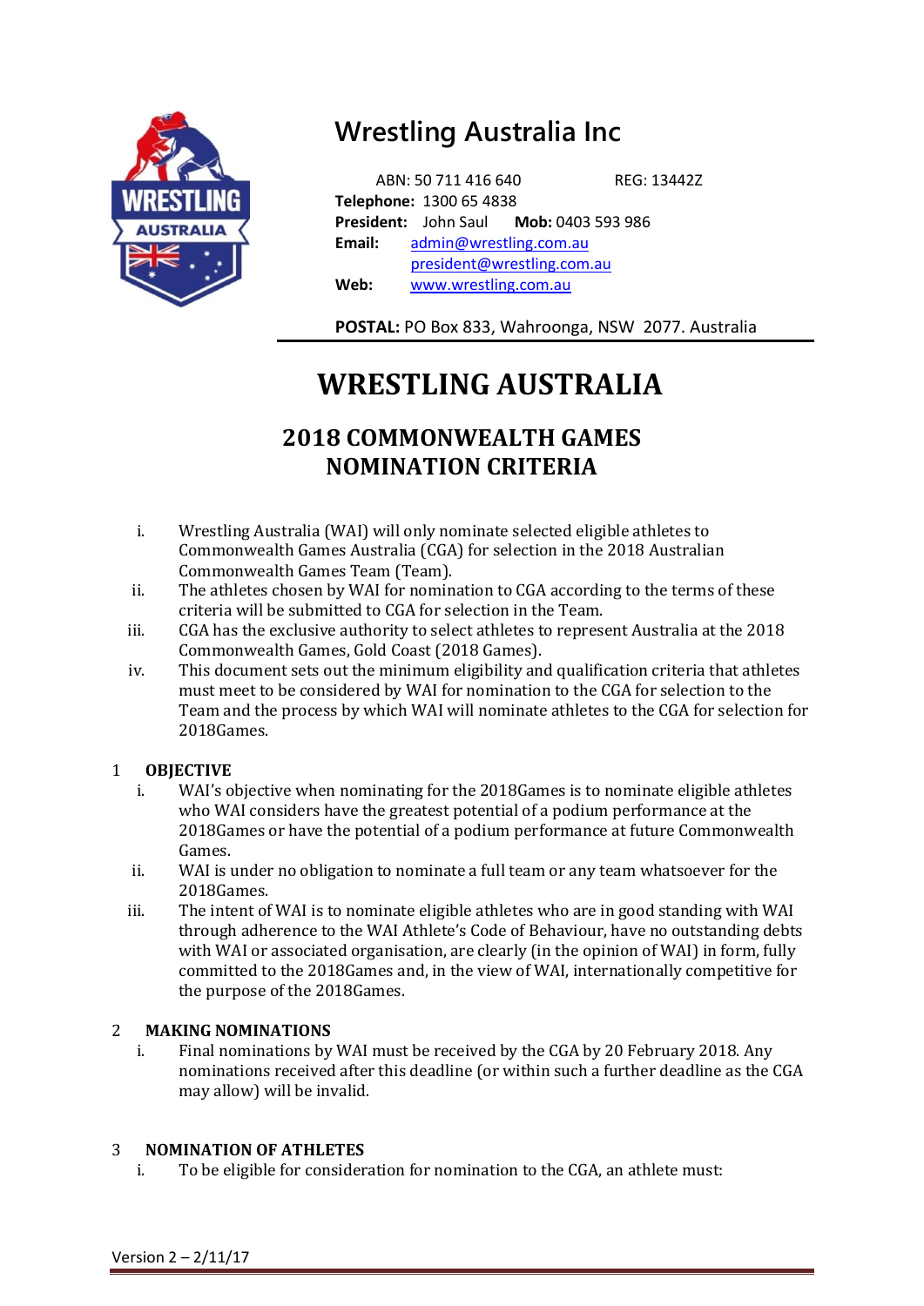# Wrestling Australia Inc

ABN: 50 711 416 640 REG: 13442Z
**Telephone:** 1300 65 4838
**President:** John Saul **Mob:** 0403 593 986
**Email:** admin@wrestling.com.au
president@wrestling.com.au
**Web:** www.wrestling.com.au

**POSTAL:** PO Box 833, Wahroonga, NSW 2077. Australia

# WRESTLING AUSTRALIA

## 2018 COMMONWEALTH GAMES NOMINATION CRITERIA

i. Wrestling Australia (WAI) will only nominate selected eligible athletes to Commonwealth Games Australia (CGA) for selection in the 2018 Australian Commonwealth Games Team (Team).

ii. The athletes chosen by WAI for nomination to CGA according to the terms of these criteria will be submitted to CGA for selection in the Team.

iii. CGA has the exclusive authority to select athletes to represent Australia at the 2018 Commonwealth Games, Gold Coast (2018 Games).

iv. This document sets out the minimum eligibility and qualification criteria that athletes must meet to be considered by WAI for nomination to the CGA for selection to the Team and the process by which WAI will nominate athletes to the CGA for selection for 2018Games.

### 1 OBJECTIVE

i. WAI's objective when nominating for the 2018Games is to nominate eligible athletes who WAI considers have the greatest potential of a podium performance at the 2018Games or have the potential of a podium performance at future Commonwealth Games.

ii. WAI is under no obligation to nominate a full team or any team whatsoever for the 2018Games.

iii. The intent of WAI is to nominate eligible athletes who are in good standing with WAI through adherence to the WAI Athlete's Code of Behaviour, have no outstanding debts with WAI or associated organisation, are clearly (in the opinion of WAI) in form, fully committed to the 2018Games and, in the view of WAI, internationally competitive for the purpose of the 2018Games.

### 2 MAKING NOMINATIONS

i. Final nominations by WAI must be received by the CGA by 20 February 2018. Any nominations received after this deadline (or within such a further deadline as the CGA may allow) will be invalid.

### 3 NOMINATION OF ATHLETES

i. To be eligible for consideration for nomination to the CGA, an athlete must:

Version 2 – 2/11/17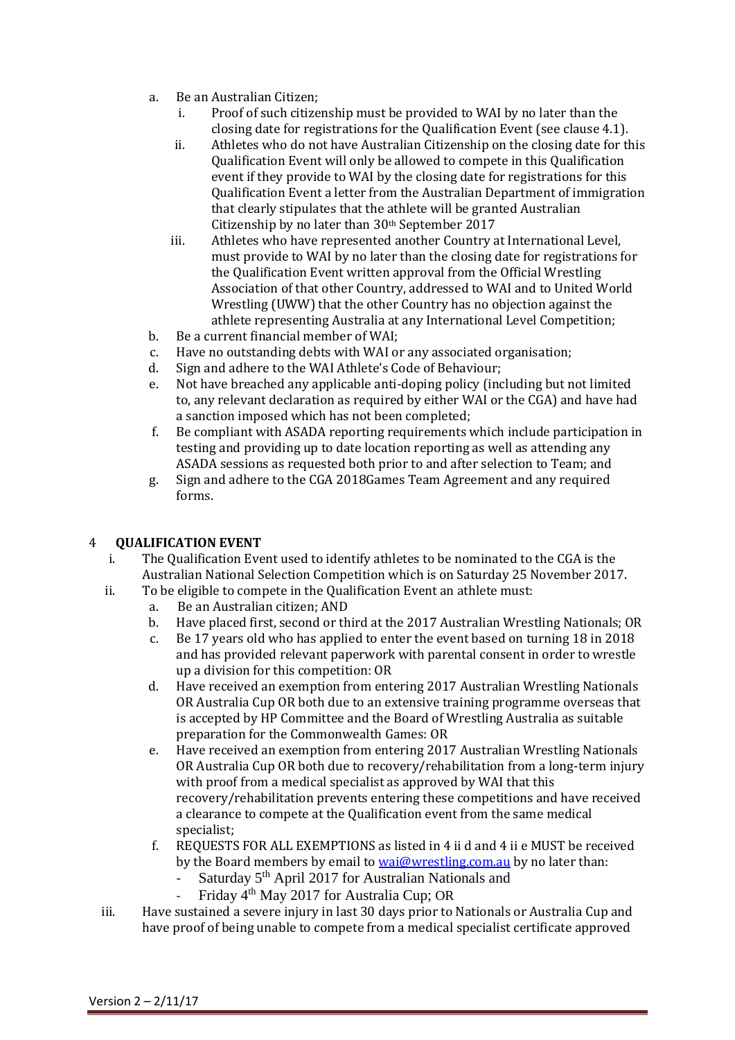a. Be an Australian Citizen;
   i. Proof of such citizenship must be provided to WAI by no later than the closing date for registrations for the Qualification Event (see clause 4.1).
   ii. Athletes who do not have Australian Citizenship on the closing date for this Qualification Event will only be allowed to compete in this Qualification event if they provide to WAI by the closing date for registrations for this Qualification Event a letter from the Australian Department of immigration that clearly stipulates that the athlete will be granted Australian Citizenship by no later than 30th September 2017
   iii. Athletes who have represented another Country at International Level, must provide to WAI by no later than the closing date for registrations for the Qualification Event written approval from the Official Wrestling Association of that other Country, addressed to WAI and to United World Wrestling (UWW) that the other Country has no objection against the athlete representing Australia at any International Level Competition;
b. Be a current financial member of WAI;
c. Have no outstanding debts with WAI or any associated organisation;
d. Sign and adhere to the WAI Athlete's Code of Behaviour;
e. Not have breached any applicable anti-doping policy (including but not limited to, any relevant declaration as required by either WAI or the CGA) and have had a sanction imposed which has not been completed;
f. Be compliant with ASADA reporting requirements which include participation in testing and providing up to date location reporting as well as attending any ASADA sessions as requested both prior to and after selection to Team; and
g. Sign and adhere to the CGA 2018Games Team Agreement and any required forms.

## 4 QUALIFICATION EVENT

i. The Qualification Event used to identify athletes to be nominated to the CGA is the Australian National Selection Competition which is on Saturday 25 November 2017.
ii. To be eligible to compete in the Qualification Event an athlete must:
   a. Be an Australian citizen; AND
   b. Have placed first, second or third at the 2017 Australian Wrestling Nationals; OR
   c. Be 17 years old who has applied to enter the event based on turning 18 in 2018 and has provided relevant paperwork with parental consent in order to wrestle up a division for this competition: OR
   d. Have received an exemption from entering 2017 Australian Wrestling Nationals OR Australia Cup OR both due to an extensive training programme overseas that is accepted by HP Committee and the Board of Wrestling Australia as suitable preparation for the Commonwealth Games: OR
   e. Have received an exemption from entering 2017 Australian Wrestling Nationals OR Australia Cup OR both due to recovery/rehabilitation from a long-term injury with proof from a medical specialist as approved by WAI that this recovery/rehabilitation prevents entering these competitions and have received a clearance to compete at the Qualification event from the same medical specialist;
   f. REQUESTS FOR ALL EXEMPTIONS as listed in 4 ii d and 4 ii e MUST be received by the Board members by email to wai@wrestling.com.au by no later than:
      - Saturday 5th April 2017 for Australian Nationals and
      - Friday 4th May 2017 for Australia Cup; OR
iii. Have sustained a severe injury in last 30 days prior to Nationals or Australia Cup and have proof of being unable to compete from a medical specialist certificate approved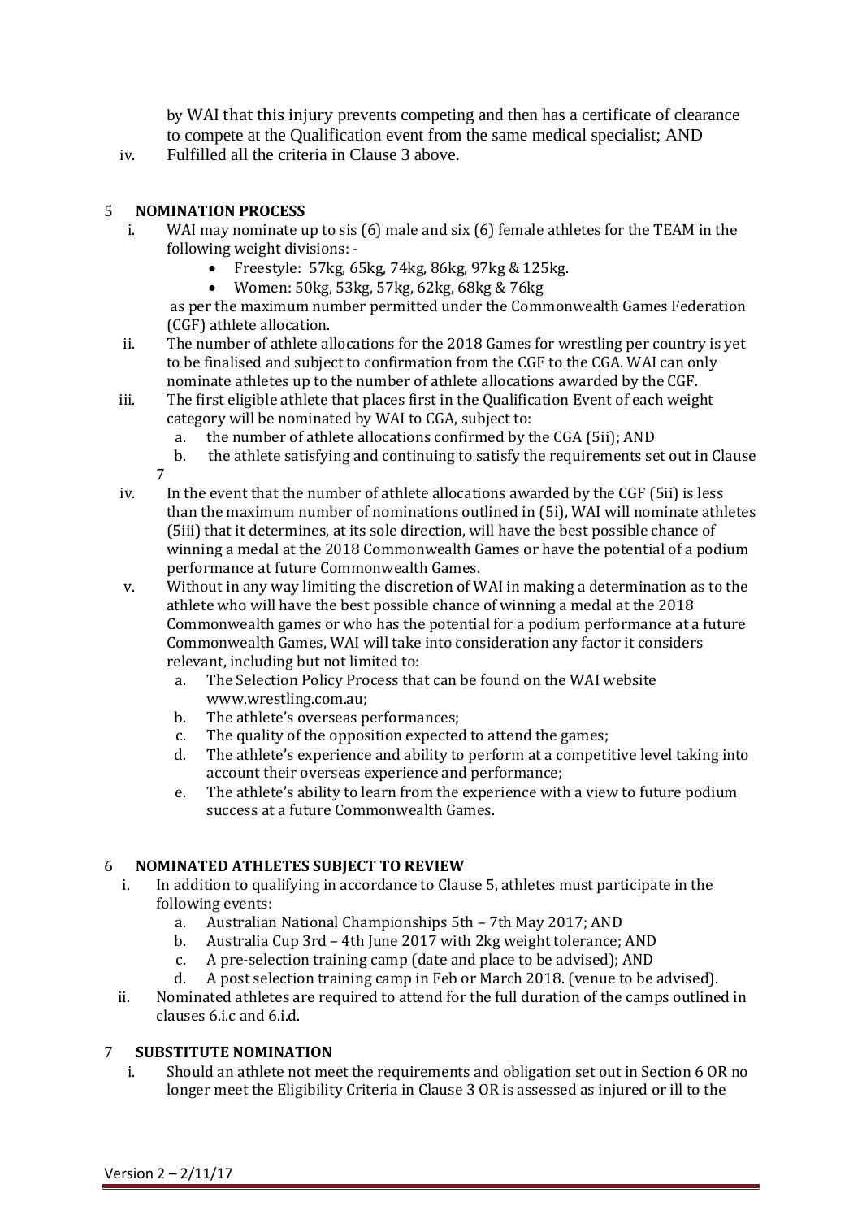by WAI that this injury prevents competing and then has a certificate of clearance to compete at the Qualification event from the same medical specialist; AND

iv. Fulfilled all the criteria in Clause 3 above.

## 5 NOMINATION PROCESS

i. WAI may nominate up to sis (6) male and six (6) female athletes for the TEAM in the following weight divisions: -
   - Freestyle: 57kg, 65kg, 74kg, 86kg, 97kg & 125kg.
   - Women: 50kg, 53kg, 57kg, 62kg, 68kg & 76kg

   as per the maximum number permitted under the Commonwealth Games Federation (CGF) athlete allocation.

ii. The number of athlete allocations for the 2018 Games for wrestling per country is yet to be finalised and subject to confirmation from the CGF to the CGA. WAI can only nominate athletes up to the number of athlete allocations awarded by the CGF.

iii. The first eligible athlete that places first in the Qualification Event of each weight category will be nominated by WAI to CGA, subject to:
   a. the number of athlete allocations confirmed by the CGA (5ii); AND
   b. the athlete satisfying and continuing to satisfy the requirements set out in Clause 7

iv. In the event that the number of athlete allocations awarded by the CGF (5ii) is less than the maximum number of nominations outlined in (5i), WAI will nominate athletes (5iii) that it determines, at its sole direction, will have the best possible chance of winning a medal at the 2018 Commonwealth Games or have the potential of a podium performance at future Commonwealth Games.

v. Without in any way limiting the discretion of WAI in making a determination as to the athlete who will have the best possible chance of winning a medal at the 2018 Commonwealth games or who has the potential for a podium performance at a future Commonwealth Games, WAI will take into consideration any factor it considers relevant, including but not limited to:
   a. The Selection Policy Process that can be found on the WAI website www.wrestling.com.au;
   b. The athlete's overseas performances;
   c. The quality of the opposition expected to attend the games;
   d. The athlete's experience and ability to perform at a competitive level taking into account their overseas experience and performance;
   e. The athlete's ability to learn from the experience with a view to future podium success at a future Commonwealth Games.

## 6 NOMINATED ATHLETES SUBJECT TO REVIEW

i. In addition to qualifying in accordance to Clause 5, athletes must participate in the following events:
   a. Australian National Championships 5th – 7th May 2017; AND
   b. Australia Cup 3rd – 4th June 2017 with 2kg weight tolerance; AND
   c. A pre-selection training camp (date and place to be advised); AND
   d. A post selection training camp in Feb or March 2018. (venue to be advised).

ii. Nominated athletes are required to attend for the full duration of the camps outlined in clauses 6.i.c and 6.i.d.

## 7 SUBSTITUTE NOMINATION

i. Should an athlete not meet the requirements and obligation set out in Section 6 OR no longer meet the Eligibility Criteria in Clause 3 OR is assessed as injured or ill to the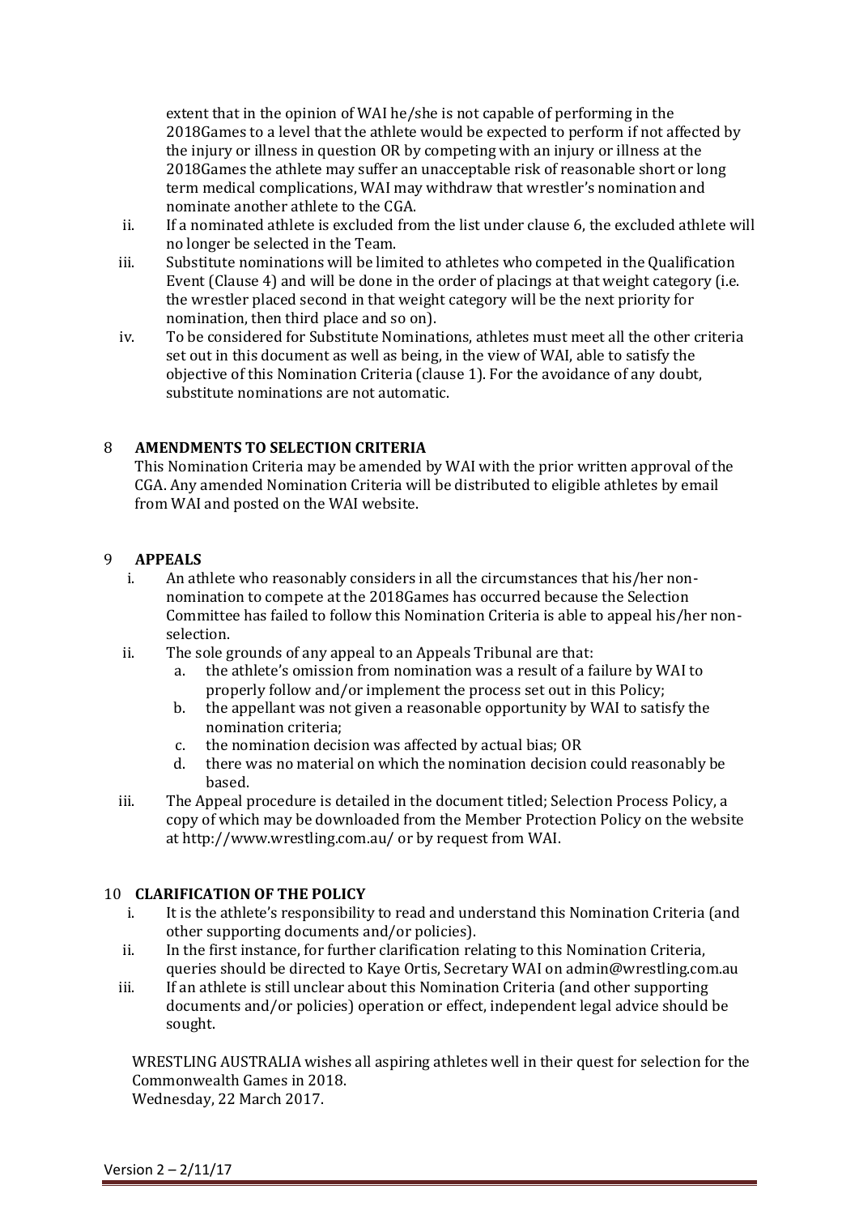extent that in the opinion of WAI he/she is not capable of performing in the 2018Games to a level that the athlete would be expected to perform if not affected by the injury or illness in question OR by competing with an injury or illness at the 2018Games the athlete may suffer an unacceptable risk of reasonable short or long term medical complications, WAI may withdraw that wrestler's nomination and nominate another athlete to the CGA.

ii. If a nominated athlete is excluded from the list under clause 6, the excluded athlete will no longer be selected in the Team.

iii. Substitute nominations will be limited to athletes who competed in the Qualification Event (Clause 4) and will be done in the order of placings at that weight category (i.e. the wrestler placed second in that weight category will be the next priority for nomination, then third place and so on).

iv. To be considered for Substitute Nominations, athletes must meet all the other criteria set out in this document as well as being, in the view of WAI, able to satisfy the objective of this Nomination Criteria (clause 1). For the avoidance of any doubt, substitute nominations are not automatic.

## 8 AMENDMENTS TO SELECTION CRITERIA

This Nomination Criteria may be amended by WAI with the prior written approval of the CGA. Any amended Nomination Criteria will be distributed to eligible athletes by email from WAI and posted on the WAI website.

## 9 APPEALS

i. An athlete who reasonably considers in all the circumstances that his/her non-nomination to compete at the 2018Games has occurred because the Selection Committee has failed to follow this Nomination Criteria is able to appeal his/her non-selection.

ii. The sole grounds of any appeal to an Appeals Tribunal are that:
   a. the athlete's omission from nomination was a result of a failure by WAI to properly follow and/or implement the process set out in this Policy;
   b. the appellant was not given a reasonable opportunity by WAI to satisfy the nomination criteria;
   c. the nomination decision was affected by actual bias; OR
   d. there was no material on which the nomination decision could reasonably be based.

iii. The Appeal procedure is detailed in the document titled; Selection Process Policy, a copy of which may be downloaded from the Member Protection Policy on the website at http://www.wrestling.com.au/ or by request from WAI.

## 10 CLARIFICATION OF THE POLICY

i. It is the athlete's responsibility to read and understand this Nomination Criteria (and other supporting documents and/or policies).

ii. In the first instance, for further clarification relating to this Nomination Criteria, queries should be directed to Kaye Ortis, Secretary WAI on admin@wrestling.com.au

iii. If an athlete is still unclear about this Nomination Criteria (and other supporting documents and/or policies) operation or effect, independent legal advice should be sought.

WRESTLING AUSTRALIA wishes all aspiring athletes well in their quest for selection for the Commonwealth Games in 2018.
Wednesday, 22 March 2017.

Version 2 – 2/11/17